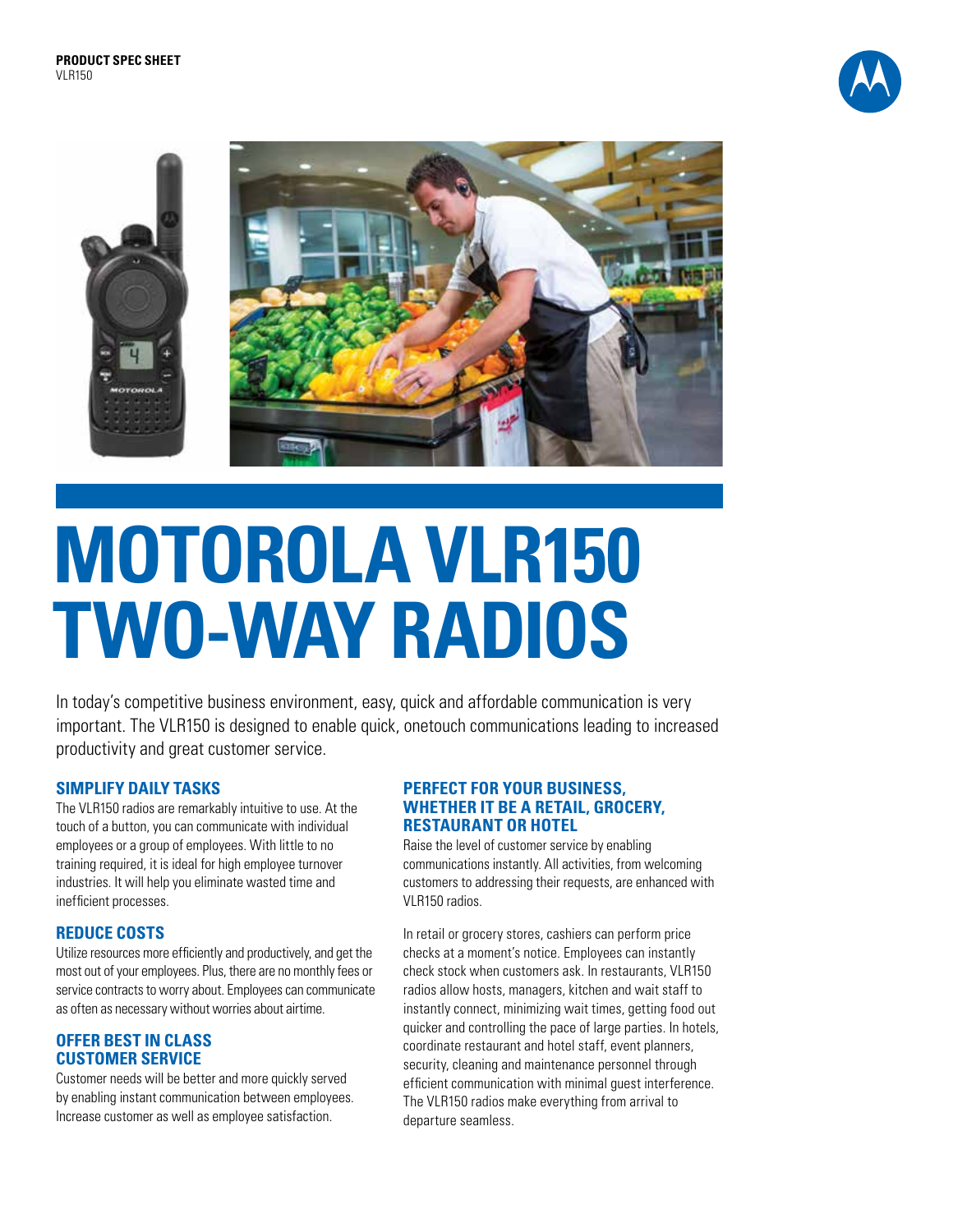**PRODUCT SPEC SHEET**
VLR150

# MOTOROLA VLR150 TWO-WAY RADIOS

In today's competitive business environment, easy, quick and affordable communication is very important. The VLR150 is designed to enable quick, onetouch communications leading to increased productivity and great customer service.

## SIMPLIFY DAILY TASKS

The VLR150 radios are remarkably intuitive to use. At the touch of a button, you can communicate with individual employees or a group of employees. With little to no training required, it is ideal for high employee turnover industries. It will help you eliminate wasted time and inefficient processes.

## REDUCE COSTS

Utilize resources more efficiently and productively, and get the most out of your employees. Plus, there are no monthly fees or service contracts to worry about. Employees can communicate as often as necessary without worries about airtime.

## OFFER BEST IN CLASS CUSTOMER SERVICE

Customer needs will be better and more quickly served by enabling instant communication between employees. Increase customer as well as employee satisfaction.

## PERFECT FOR YOUR BUSINESS, WHETHER IT BE A RETAIL, GROCERY, RESTAURANT OR HOTEL

Raise the level of customer service by enabling communications instantly. All activities, from welcoming customers to addressing their requests, are enhanced with VLR150 radios.

In retail or grocery stores, cashiers can perform price checks at a moment's notice. Employees can instantly check stock when customers ask. In restaurants, VLR150 radios allow hosts, managers, kitchen and wait staff to instantly connect, minimizing wait times, getting food out quicker and controlling the pace of large parties. In hotels, coordinate restaurant and hotel staff, event planners, security, cleaning and maintenance personnel through efficient communication with minimal guest interference. The VLR150 radios make everything from arrival to departure seamless.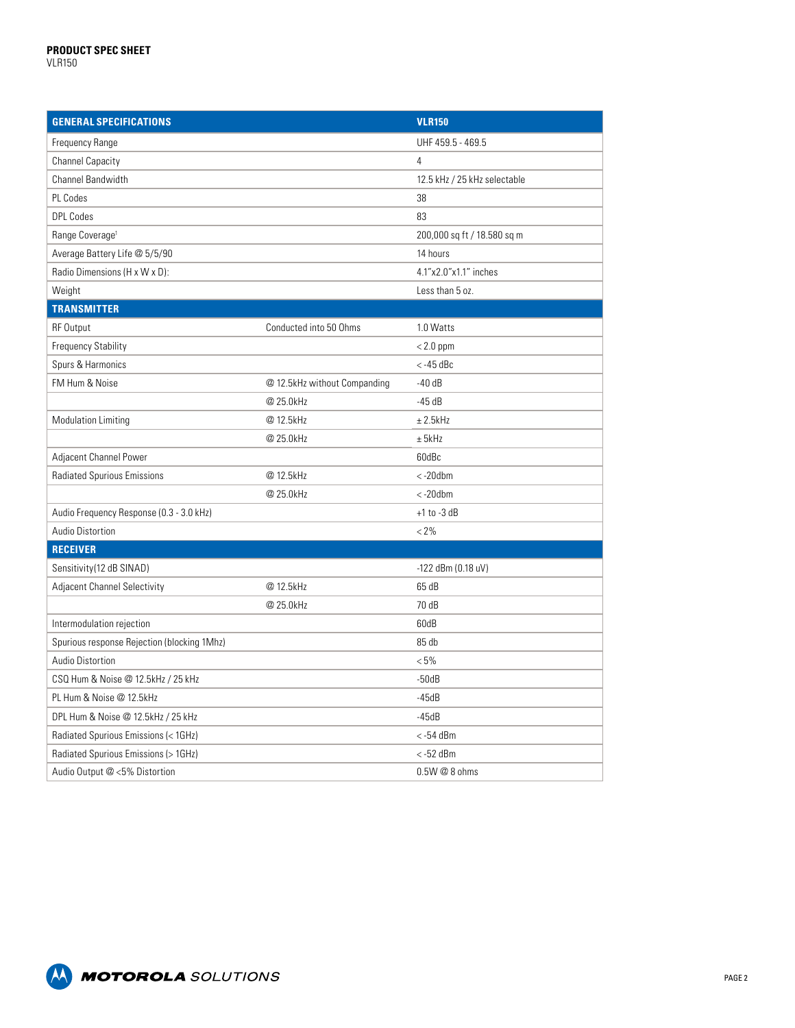**PRODUCT SPEC SHEET**
VLR150

| GENERAL SPECIFICATIONS | | VLR150 |
|---|---|---|
| Frequency Range | | UHF 459.5 - 469.5 |
| Channel Capacity | | 4 |
| Channel Bandwidth | | 12.5 kHz / 25 kHz selectable |
| PL Codes | | 38 |
| DPL Codes | | 83 |
| Range Coverage[1] | | 200,000 sq ft / 18.580 sq m |
| Average Battery Life @ 5/5/90 | | 14 hours |
| Radio Dimensions (H x W x D): | | 4.1"x2.0"x1.1" inches |
| Weight | | Less than 5 oz. |
| **TRANSMITTER** | | |
| RF Output | Conducted into 50 Ohms | 1.0 Watts |
| Frequency Stability | | < 2.0 ppm |
| Spurs & Harmonics | | < -45 dBc |
| FM Hum & Noise | @ 12.5kHz without Companding | -40 dB |
| | @ 25.0kHz | -45 dB |
| Modulation Limiting | @ 12.5kHz | ± 2.5kHz |
| | @ 25.0kHz | ± 5kHz |
| Adjacent Channel Power | | 60dBc |
| Radiated Spurious Emissions | @ 12.5kHz | < -20dbm |
| | @ 25.0kHz | < -20dbm |
| Audio Frequency Response (0.3 - 3.0 kHz) | | +1 to -3 dB |
| Audio Distortion | | < 2% |
| **RECEIVER** | | |
| Sensitivity(12 dB SINAD) | | -122 dBm (0.18 uV) |
| Adjacent Channel Selectivity | @ 12.5kHz | 65 dB |
| | @ 25.0kHz | 70 dB |
| Intermodulation rejection | | 60dB |
| Spurious response Rejection (blocking 1Mhz) | | 85 db |
| Audio Distortion | | < 5% |
| CSQ Hum & Noise @ 12.5kHz / 25 kHz | | -50dB |
| PL Hum & Noise @ 12.5kHz | | -45dB |
| DPL Hum & Noise @ 12.5kHz / 25 kHz | | -45dB |
| Radiated Spurious Emissions (< 1GHz) | | < -54 dBm |
| Radiated Spurious Emissions (> 1GHz) | | < -52 dBm |
| Audio Output @ <5% Distortion | | 0.5W @ 8 ohms |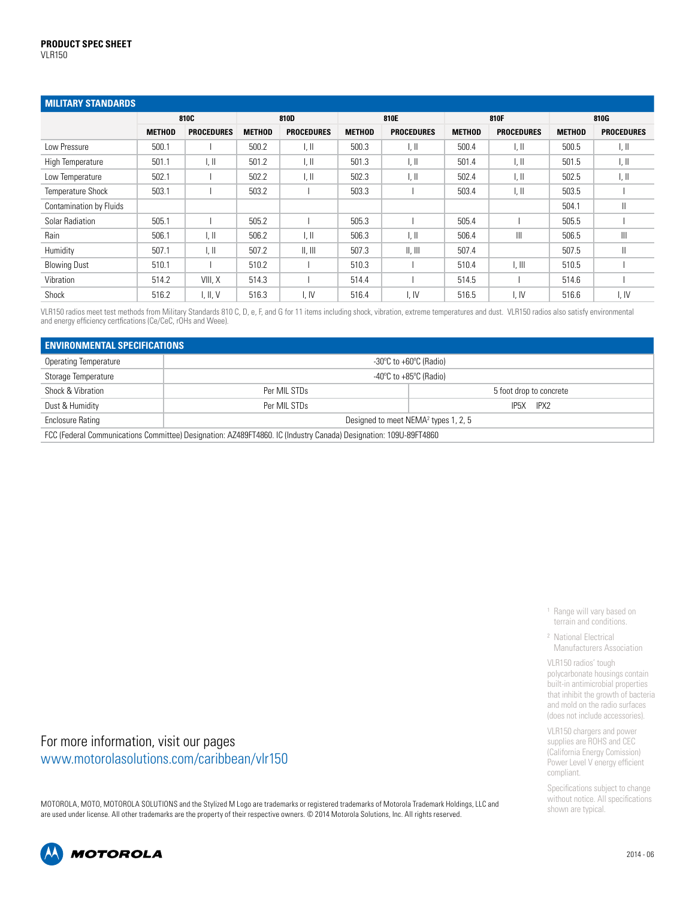**PRODUCT SPEC SHEET**
VLR150

## MILITARY STANDARDS

| | 810C | | 810D | | 810E | | 810F | | 810G | |
|---|---|---|---|---|---|---|---|---|---|---|
| | **METHOD** | **PROCEDURES** | **METHOD** | **PROCEDURES** | **METHOD** | **PROCEDURES** | **METHOD** | **PROCEDURES** | **METHOD** | **PROCEDURES** |
| Low Pressure | 500.1 | I | 500.2 | I, II | 500.3 | I, II | 500.4 | I, II | 500.5 | I, II |
| High Temperature | 501.1 | I, II | 501.2 | I, II | 501.3 | I, II | 501.4 | I, II | 501.5 | I, II |
| Low Temperature | 502.1 | I | 502.2 | I, II | 502.3 | I, II | 502.4 | I, II | 502.5 | I, II |
| Temperature Shock | 503.1 | I | 503.2 | I | 503.3 | I | 503.4 | I, II | 503.5 | I |
| Contamination by Fluids | | | | | | | | | 504.1 | II |
| Solar Radiation | 505.1 | I | 505.2 | I | 505.3 | I | 505.4 | I | 505.5 | I |
| Rain | 506.1 | I, II | 506.2 | I, II | 506.3 | I, II | 506.4 | III | 506.5 | III |
| Humidity | 507.1 | I, II | 507.2 | II, III | 507.3 | II, III | 507.4 | | 507.5 | II |
| Blowing Dust | 510.1 | I | 510.2 | I | 510.3 | I | 510.4 | I, III | 510.5 | I |
| Vibration | 514.2 | VIII, X | 514.3 | I | 514.4 | I | 514.5 | I | 514.6 | I |
| Shock | 516.2 | I, II, V | 516.3 | I, IV | 516.4 | I, IV | 516.5 | I, IV | 516.6 | I, IV |

VLR150 radios meet test methods from Military Standards 810 C, D, e, F, and G for 11 items including shock, vibration, extreme temperatures and dust. VLR150 radios also satisfy environmental and energy efficiency certfications (Ce/CeC, rOHs and Weee).

## ENVIRONMENTAL SPECIFICATIONS

| | | |
|---|---|---|
| Operating Temperature | -30ºC to +60ºC (Radio) | |
| Storage Temperature | -40ºC to +85ºC (Radio) | |
| Shock & Vibration | Per MIL STDs | 5 foot drop to concrete |
| Dust & Humidity | Per MIL STDs | IP5X IPX2 |
| Enclosure Rating | Designed to meet NEMA[2] types 1, 2, 5 | |
| FCC (Federal Communications Committee) Designation: AZ489FT4860. IC (Industry Canada) Designation: 109U-89FT4860 | | |

[1] Range will vary based on terrain and conditions.

[2] National Electrical Manufacturers Association

VLR150 radios' tough polycarbonate housings contain built-in antimicrobial properties that inhibit the growth of bacteria and mold on the radio surfaces (does not include accessories).

VLR150 chargers and power supplies are ROHS and CEC (California Energy Comission) Power Level V energy efficient compliant.

Specifications subject to change without notice. All specifications shown are typical.

For more information, visit our pages
www.motorolasolutions.com/caribbean/vlr150

MOTOROLA, MOTO, MOTOROLA SOLUTIONS and the Stylized M Logo are trademarks or registered trademarks of Motorola Trademark Holdings, LLC and are used under license. All other trademarks are the property of their respective owners. © 2014 Motorola Solutions, Inc. All rights reserved.

MOTOROLA

2014 - 06